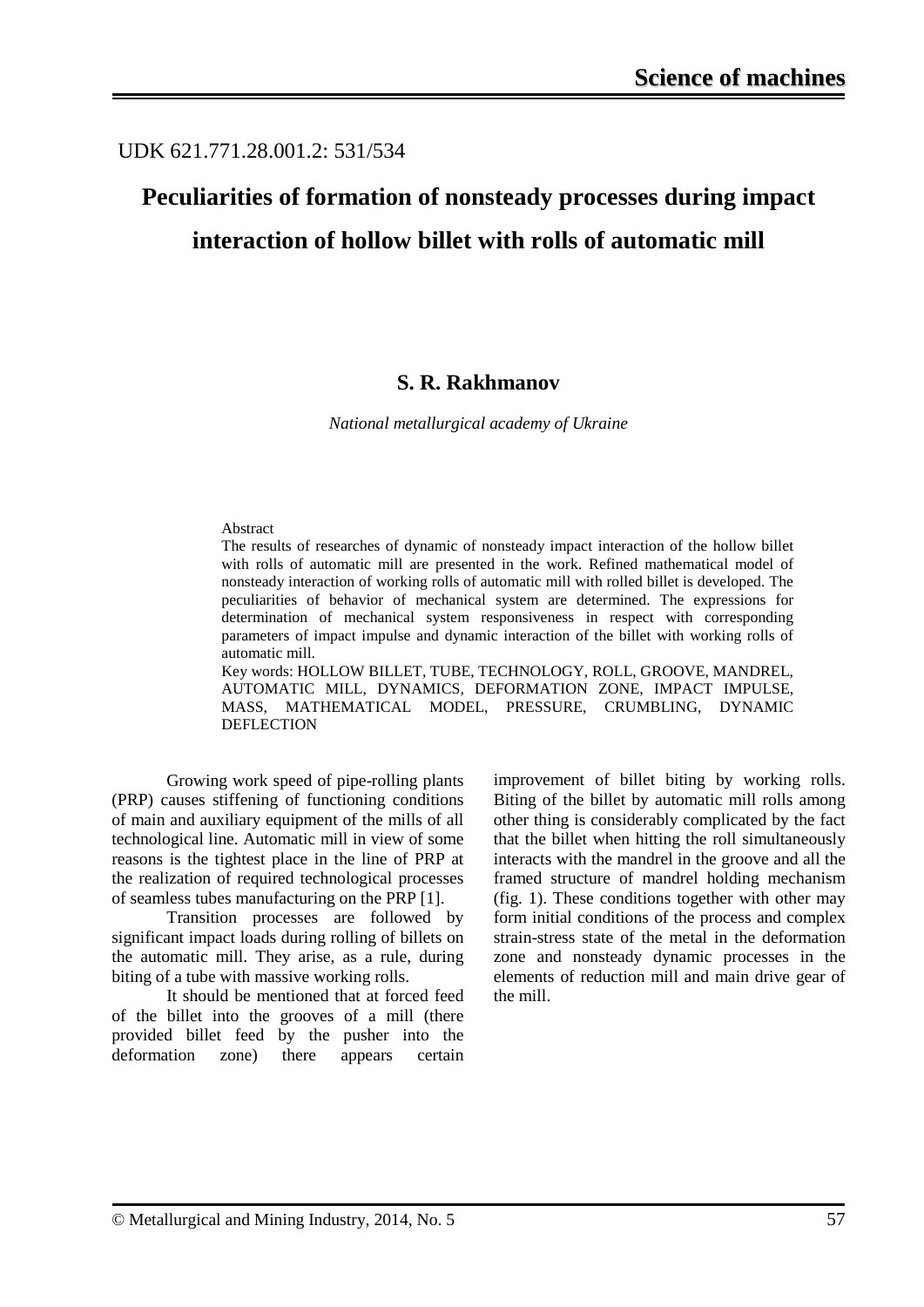UDK 621.771.28.001.2: 531/534

# Peculiarities of formation of nonsteady processes during impact interaction of hollow billet with rolls of automatic mill

**S. R. Rakhmanov**

*National metallurgical academy of Ukraine*

Abstract

The results of researches of dynamic of nonsteady impact interaction of the hollow billet with rolls of automatic mill are presented in the work. Refined mathematical model of nonsteady interaction of working rolls of automatic mill with rolled billet is developed. The peculiarities of behavior of mechanical system are determined. The expressions for determination of mechanical system responsiveness in respect with corresponding parameters of impact impulse and dynamic interaction of the billet with working rolls of automatic mill.

Key words: HOLLOW BILLET, TUBE, TECHNOLOGY, ROLL, GROOVE, MANDREL, AUTOMATIC MILL, DYNAMICS, DEFORMATION ZONE, IMPACT IMPULSE, MASS, MATHEMATICAL MODEL, PRESSURE, CRUMBLING, DYNAMIC DEFLECTION

Growing work speed of pipe-rolling plants (PRP) causes stiffening of functioning conditions of main and auxiliary equipment of the mills of all technological line. Automatic mill in view of some reasons is the tightest place in the line of PRP at the realization of required technological processes of seamless tubes manufacturing on the PRP [1].

Transition processes are followed by significant impact loads during rolling of billets on the automatic mill. They arise, as a rule, during biting of a tube with massive working rolls.

It should be mentioned that at forced feed of the billet into the grooves of a mill (there provided billet feed by the pusher into the deformation zone) there appears certain improvement of billet biting by working rolls. Biting of the billet by automatic mill rolls among other thing is considerably complicated by the fact that the billet when hitting the roll simultaneously interacts with the mandrel in the groove and all the framed structure of mandrel holding mechanism (fig. 1). These conditions together with other may form initial conditions of the process and complex strain-stress state of the metal in the deformation zone and nonsteady dynamic processes in the elements of reduction mill and main drive gear of the mill.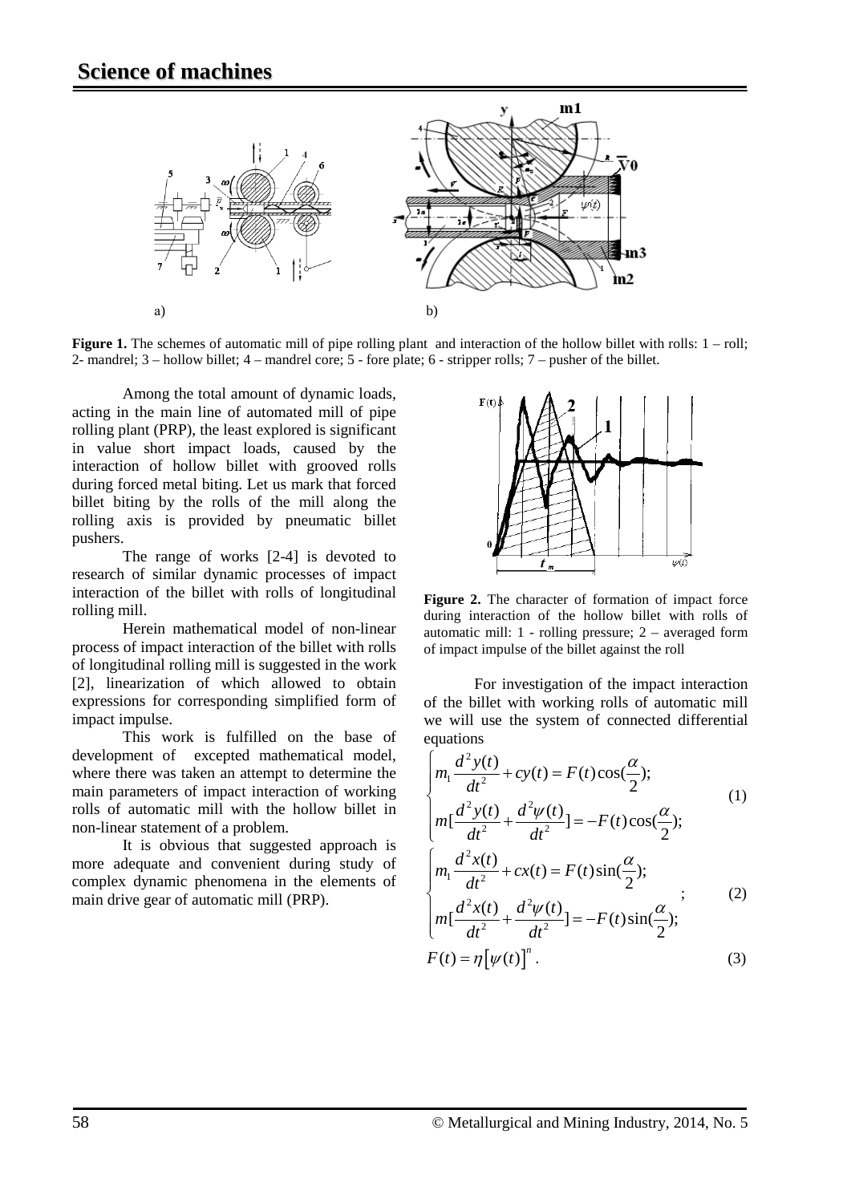**Figure 1.** The schemes of automatic mill of pipe rolling plant and interaction of the hollow billet with rolls: 1 – roll; 2- mandrel; 3 – hollow billet; 4 – mandrel core; 5 - fore plate; 6 - stripper rolls; 7 – pusher of the billet.

Among the total amount of dynamic loads, acting in the main line of automated mill of pipe rolling plant (PRP), the least explored is significant in value short impact loads, caused by the interaction of hollow billet with grooved rolls during forced metal biting. Let us mark that forced billet biting by the rolls of the mill along the rolling axis is provided by pneumatic billet pushers.

The range of works [2-4] is devoted to research of similar dynamic processes of impact interaction of the billet with rolls of longitudinal rolling mill.

Herein mathematical model of non-linear process of impact interaction of the billet with rolls of longitudinal rolling mill is suggested in the work [2], linearization of which allowed to obtain expressions for corresponding simplified form of impact impulse.

This work is fulfilled on the base of development of excepted mathematical model, where there was taken an attempt to determine the main parameters of impact interaction of working rolls of automatic mill with the hollow billet in non-linear statement of a problem.

It is obvious that suggested approach is more adequate and convenient during study of complex dynamic phenomena in the elements of main drive gear of automatic mill (PRP).

**Figure 2.** The character of formation of impact force during interaction of the hollow billet with rolls of automatic mill: 1 - rolling pressure; 2 – averaged form of impact impulse of the billet against the roll

For investigation of the impact interaction of the billet with working rolls of automatic mill we will use the system of connected differential equations

$$\begin{cases} m_1 \dfrac{d^2 y(t)}{dt^2} + cy(t) = F(t)\cos(\dfrac{\alpha}{2}); \\ m[\dfrac{d^2 y(t)}{dt^2} + \dfrac{d^2 \psi(t)}{dt^2}] = -F(t)\cos(\dfrac{\alpha}{2}); \end{cases} \quad (1)$$

$$\begin{cases} m_1 \dfrac{d^2 x(t)}{dt^2} + cx(t) = F(t)\sin(\dfrac{\alpha}{2}); \\ m[\dfrac{d^2 x(t)}{dt^2} + \dfrac{d^2 \psi(t)}{dt^2}] = -F(t)\sin(\dfrac{\alpha}{2}); \end{cases} ; \quad (2)$$

$$F(t) = \eta\left[\psi(t)\right]^n . \quad (3)$$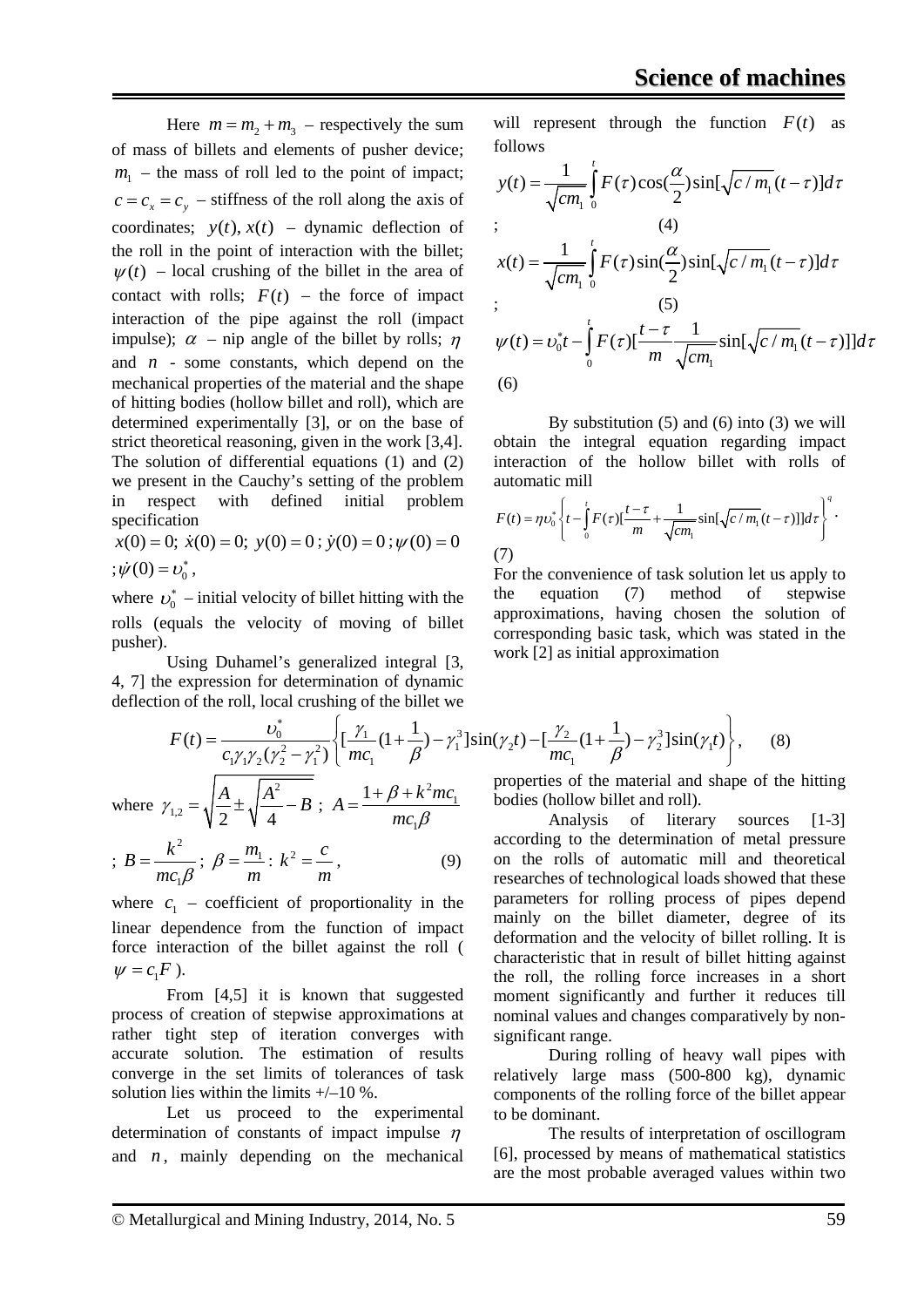Here $m = m_2 + m_3$ – respectively the sum of mass of billets and elements of pusher device; $m_1$ – the mass of roll led to the point of impact; $c = c_x = c_y$ – stiffness of the roll along the axis of coordinates; $y(t), x(t)$ – dynamic deflection of the roll in the point of interaction with the billet; $\psi(t)$ – local crushing of the billet in the area of contact with rolls; $F(t)$ – the force of impact interaction of the pipe against the roll (impact impulse); $\alpha$ – nip angle of the billet by rolls; $\eta$ and $n$ - some constants, which depend on the mechanical properties of the material and the shape of hitting bodies (hollow billet and roll), which are determined experimentally [3], or on the base of strict theoretical reasoning, given in the work [3,4]. The solution of differential equations (1) and (2) we present in the Cauchy's setting of the problem in respect with defined initial problem specification

$x(0) = 0;\ \dot{x}(0) = 0;\ y(0) = 0;\ \dot{y}(0) = 0;\ \psi(0) = 0;\ \dot{\psi}(0) = \upsilon_0^*$,

where $\upsilon_0^*$ – initial velocity of billet hitting with the rolls (equals the velocity of moving of billet pusher).

Using Duhamel's generalized integral [3, 4, 7] the expression for determination of dynamic deflection of the roll, local crushing of the billet we will represent through the function $F(t)$ as follows

$$y(t) = \frac{1}{\sqrt{cm_1}} \int_0^t F(\tau) \cos(\frac{\alpha}{2}) \sin[\sqrt{c/m_1}(t-\tau)] d\tau \quad ; \quad (4)$$

$$x(t) = \frac{1}{\sqrt{cm_1}} \int_0^t F(\tau) \sin(\frac{\alpha}{2}) \sin[\sqrt{c/m_1}(t-\tau)] d\tau \quad ; \quad (5)$$

$$\psi(t) = \upsilon_0^* t - \int_0^t F(\tau) [\frac{t-\tau}{m} \frac{1}{\sqrt{cm_1}} \sin[\sqrt{c/m_1}(t-\tau)]] d\tau \quad (6)$$

By substitution (5) and (6) into (3) we will obtain the integral equation regarding impact interaction of the hollow billet with rolls of automatic mill

$$F(t) = \eta \upsilon_0^* \left\{ t - \int_0^t F(\tau) [\frac{t-\tau}{m} + \frac{1}{\sqrt{cm_1}} \sin[\sqrt{c/m_1}(t-\tau)]] d\tau \right\}^q . \quad (7)$$

For the convenience of task solution let us apply to the equation (7) method of stepwise approximations, having chosen the solution of corresponding basic task, which was stated in the work [2] as initial approximation

$$F(t) = \frac{\upsilon_0^*}{c_1 \gamma_1 \gamma_2 (\gamma_2^2 - \gamma_1^2)} \left\{ [\frac{\gamma_1}{mc_1}(1 + \frac{1}{\beta}) - \gamma_1^3] \sin(\gamma_2 t) - [\frac{\gamma_2}{mc_1}(1 + \frac{1}{\beta}) - \gamma_2^3] \sin(\gamma_1 t) \right\}, \quad (8)$$

where $\gamma_{1,2} = \sqrt{\frac{A}{2} \pm \sqrt{\frac{A^2}{4} - B}}$; $A = \frac{1 + \beta + k^2 mc_1}{mc_1 \beta}$; $B = \frac{k^2}{mc_1 \beta}$; $\beta = \frac{m_1}{m}$: $k^2 = \frac{c}{m}$, (9)

where $c_1$ – coefficient of proportionality in the linear dependence from the function of impact force interaction of the billet against the roll ($\psi = c_1 F$).

From [4,5] it is known that suggested process of creation of stepwise approximations at rather tight step of iteration converges with accurate solution. The estimation of results converge in the set limits of tolerances of task solution lies within the limits +/–10 %.

Let us proceed to the experimental determination of constants of impact impulse $\eta$ and $n$, mainly depending on the mechanical properties of the material and shape of the hitting bodies (hollow billet and roll).

Analysis of literary sources [1-3] according to the determination of metal pressure on the rolls of automatic mill and theoretical researches of technological loads showed that these parameters for rolling process of pipes depend mainly on the billet diameter, degree of its deformation and the velocity of billet rolling. It is characteristic that in result of billet hitting against the roll, the rolling force increases in a short moment significantly and further it reduces till nominal values and changes comparatively by non-significant range.

During rolling of heavy wall pipes with relatively large mass (500-800 kg), dynamic components of the rolling force of the billet appear to be dominant.

The results of interpretation of oscillogram [6], processed by means of mathematical statistics are the most probable averaged values within two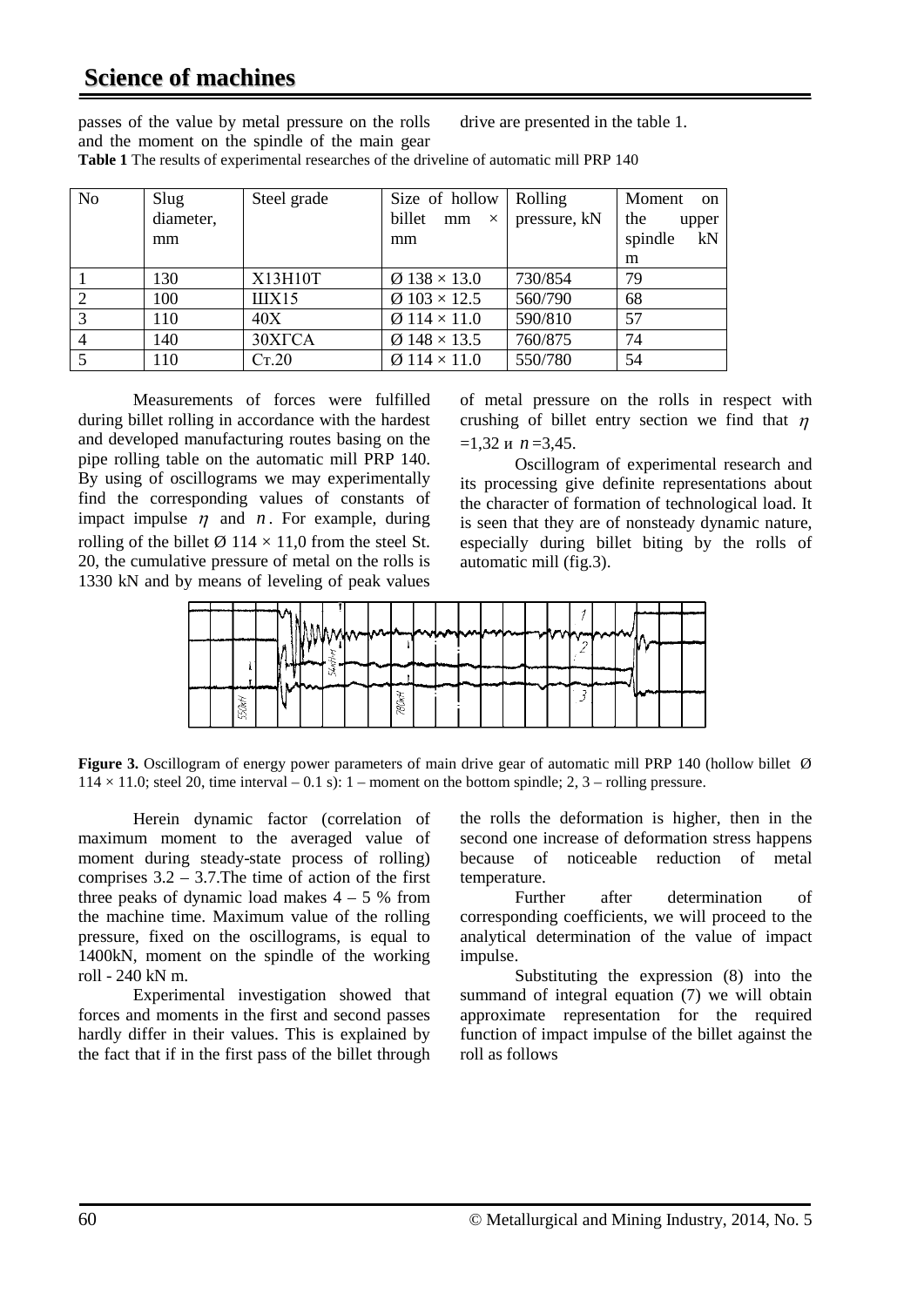passes of the value by metal pressure on the rolls and the moment on the spindle of the main gear drive are presented in the table 1.

**Table 1** The results of experimental researches of the driveline of automatic mill PRP 140

| No | Slug diameter, mm | Steel grade | Size of hollow billet mm × mm | Rolling pressure, kN | Moment on the upper spindle kN m |
|---|---|---|---|---|---|
| 1 | 130 | Х13Н10Т | Ø 138 × 13.0 | 730/854 | 79 |
| 2 | 100 | ШХ15 | Ø 103 × 12.5 | 560/790 | 68 |
| 3 | 110 | 40Х | Ø 114 × 11.0 | 590/810 | 57 |
| 4 | 140 | 30ХГСА | Ø 148 × 13.5 | 760/875 | 74 |
| 5 | 110 | Ст.20 | Ø 114 × 11.0 | 550/780 | 54 |

Measurements of forces were fulfilled during billet rolling in accordance with the hardest and developed manufacturing routes basing on the pipe rolling table on the automatic mill PRP 140. By using of oscillograms we may experimentally find the corresponding values of constants of impact impulse $\eta$ and $n$. For example, during rolling of the billet Ø 114 × 11,0 from the steel St. 20, the cumulative pressure of metal on the rolls is 1330 kN and by means of leveling of peak values of metal pressure on the rolls in respect with crushing of billet entry section we find that $\eta$ =1,32 и $n$=3,45.

Oscillogram of experimental research and its processing give definite representations about the character of formation of technological load. It is seen that they are of nonsteady dynamic nature, especially during billet biting by the rolls of automatic mill (fig.3).

**Figure 3.** Oscillogram of energy power parameters of main drive gear of automatic mill PRP 140 (hollow billet Ø 114 × 11.0; steel 20, time interval – 0.1 s): 1 – moment on the bottom spindle; 2, 3 – rolling pressure.

Herein dynamic factor (correlation of maximum moment to the averaged value of moment during steady-state process of rolling) comprises 3.2 – 3.7.The time of action of the first three peaks of dynamic load makes 4 – 5 % from the machine time. Maximum value of the rolling pressure, fixed on the oscillograms, is equal to 1400kN, moment on the spindle of the working roll - 240 kN m.

Experimental investigation showed that forces and moments in the first and second passes hardly differ in their values. This is explained by the fact that if in the first pass of the billet through the rolls the deformation is higher, then in the second one increase of deformation stress happens because of noticeable reduction of metal temperature.

Further after determination of corresponding coefficients, we will proceed to the analytical determination of the value of impact impulse.

Substituting the expression (8) into the summand of integral equation (7) we will obtain approximate representation for the required function of impact impulse of the billet against the roll as follows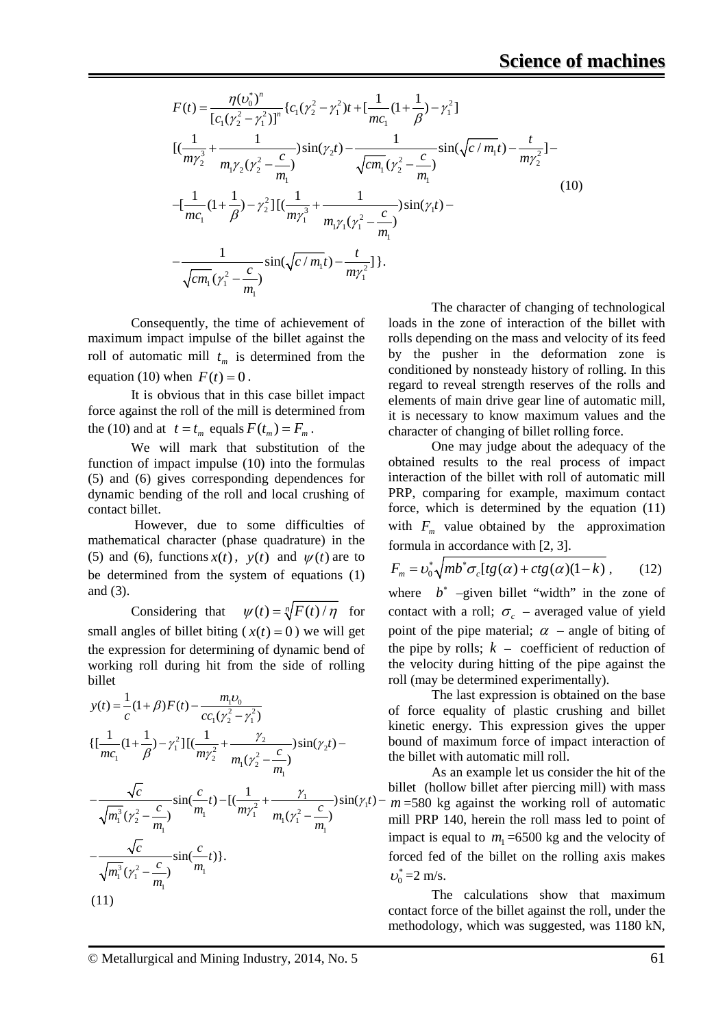$$F(t)=\frac{\eta(\upsilon_0^*)^n}{[c_1(\gamma_2^2-\gamma_1^2)]^n}\{c_1(\gamma_2^2-\gamma_1^2)t+[\frac{1}{mc_1}(1+\frac{1}{\beta})-\gamma_1^2]$$
$$[(\frac{1}{m\gamma_2^3}+\frac{1}{m_1\gamma_2(\gamma_2^2-\frac{c}{m_1})})\sin(\gamma_2 t)-\frac{1}{\sqrt{cm_1}(\gamma_2^2-\frac{c}{m_1})}\sin(\sqrt{c/m_1}t)-\frac{t}{m\gamma_2^2}]-$$
$$-[\frac{1}{mc_1}(1+\frac{1}{\beta})-\gamma_2^2][(\frac{1}{m\gamma_1^3}+\frac{1}{m_1\gamma_1(\gamma_1^2-\frac{c}{m_1})})\sin(\gamma_1 t)-$$
$$-\frac{1}{\sqrt{cm_1}(\gamma_1^2-\frac{c}{m_1})}\sin(\sqrt{c/m_1}t)-\frac{t}{m\gamma_1^2}]\}. \qquad (10)$$

Consequently, the time of achievement of maximum impact impulse of the billet against the roll of automatic mill $t_m$ is determined from the equation (10) when $\dot{F}(t)=0$.

It is obvious that in this case billet impact force against the roll of the mill is determined from the (10) and at $t=t_m$ equals $F(t_m)=F_m$.

We will mark that substitution of the function of impact impulse (10) into the formulas (5) and (6) gives corresponding dependences for dynamic bending of the roll and local crushing of contact billet.

However, due to some difficulties of mathematical character (phase quadrature) in the (5) and (6), functions $x(t)$, $y(t)$ and $\psi(t)$ are to be determined from the system of equations (1) and (3).

Considering that $\psi(t)=\sqrt[n]{F(t)/\eta}$ for small angles of billet biting ($x(t)=0$) we will get the expression for determining of dynamic bend of working roll during hit from the side of rolling billet

$$y(t)=\frac{1}{c}(1+\beta)F(t)-\frac{m_1\upsilon_0}{cc_1(\gamma_2^2-\gamma_1^2)}$$
$$\{[\frac{1}{mc_1}(1+\frac{1}{\beta})-\gamma_1^2][(\frac{1}{m\gamma_2^2}+\frac{\gamma_2}{m_1(\gamma_2^2-\frac{c}{m_1})})\sin(\gamma_2 t)-$$
$$-\frac{\sqrt{c}}{\sqrt{m_1^3}(\gamma_2^2-\frac{c}{m_1})}\sin(\frac{c}{m_1}t)-[(\frac{1}{m\gamma_1^2}+\frac{\gamma_1}{m_1(\gamma_1^2-\frac{c}{m_1})})\sin(\gamma_1 t)-$$
$$-\frac{\sqrt{c}}{\sqrt{m_1^3}(\gamma_1^2-\frac{c}{m_1})}\sin(\frac{c}{m_1}t)\}. \qquad (11)$$

The character of changing of technological loads in the zone of interaction of the billet with rolls depending on the mass and velocity of its feed by the pusher in the deformation zone is conditioned by nonsteady history of rolling. In this regard to reveal strength reserves of the rolls and elements of main drive gear line of automatic mill, it is necessary to know maximum values and the character of changing of billet rolling force.

One may judge about the adequacy of the obtained results to the real process of impact interaction of the billet with roll of automatic mill PRP, comparing for example, maximum contact force, which is determined by the equation (11) with $F_m$ value obtained by the approximation formula in accordance with [2, 3].

$$F_m=\upsilon_0^*\sqrt{mb^*\sigma_c[tg(\alpha)+ctg(\alpha)(1-k)}, \qquad (12)$$

where $b^*$ –given billet "width" in the zone of contact with a roll; $\sigma_c$ – averaged value of yield point of the pipe material; $\alpha$ – angle of biting of the pipe by rolls; $k$ – coefficient of reduction of the velocity during hitting of the pipe against the roll (may be determined experimentally).

The last expression is obtained on the base of force equality of plastic crushing and billet kinetic energy. This expression gives the upper bound of maximum force of impact interaction of the billet with automatic mill roll.

As an example let us consider the hit of the billet (hollow billet after piercing mill) with mass $m$=580 kg against the working roll of automatic mill PRP 140, herein the roll mass led to point of impact is equal to $m_1$=6500 kg and the velocity of forced fed of the billet on the rolling axis makes $\upsilon_0^*$=2 m/s.

The calculations show that maximum contact force of the billet against the roll, under the methodology, which was suggested, was 1180 kN,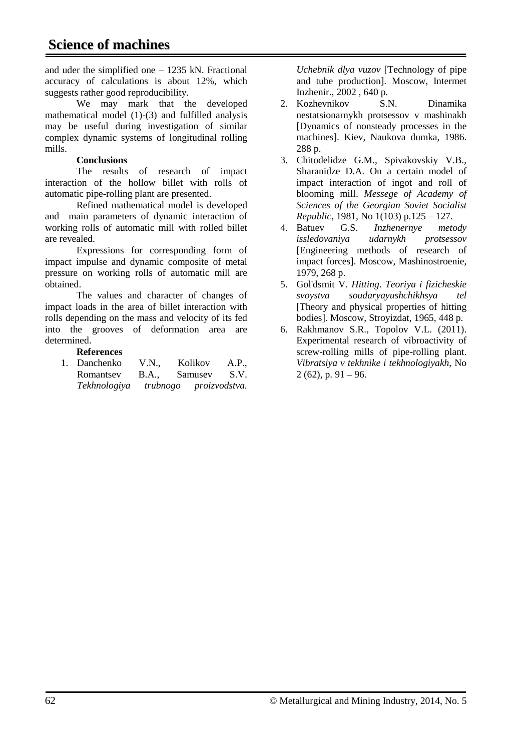and uder the simplified one – 1235 kN. Fractional accuracy of calculations is about 12%, which suggests rather good reproducibility.

We may mark that the developed mathematical model (1)-(3) and fulfilled analysis may be useful during investigation of similar complex dynamic systems of longitudinal rolling mills.

## Conclusions

The results of research of impact interaction of the hollow billet with rolls of automatic pipe-rolling plant are presented.

Refined mathematical model is developed and main parameters of dynamic interaction of working rolls of automatic mill with rolled billet are revealed.

Expressions for corresponding form of impact impulse and dynamic composite of metal pressure on working rolls of automatic mill are obtained.

The values and character of changes of impact loads in the area of billet interaction with rolls depending on the mass and velocity of its fed into the grooves of deformation area are determined.

## References

1. Danchenko V.N., Kolikov A.P., Romantsev B.A., Samusev S.V. *Tekhnologiya trubnogo proizvodstva. Uchebnik dlya vuzov* [Technology of pipe and tube production]. Moscow, Intermet Inzhenir., 2002 , 640 p.
2. Kozhevnikov S.N. Dinamika nestatsionarnykh protsessov v mashinakh [Dynamics of nonsteady processes in the machines]. Kiev, Naukova dumka, 1986. 288 p.
3. Chitodelidze G.M., Spivakovskiy V.B., Sharanidze D.A. On a certain model of impact interaction of ingot and roll of blooming mill. *Messege of Academy of Sciences of the Georgian Soviet Socialist Republic*, 1981, No 1(103) p.125 – 127.
4. Batuev G.S. *Inzhenernye metody issledovaniya udarnykh protsessov* [Engineering methods of research of impact forces]. Moscow, Mashinostroenie, 1979, 268 p.
5. Gol'dsmit V. *Hitting*. *Teoriya i fizicheskie svoystva soudaryayushchikhsya tel* [Theory and physical properties of hitting bodies]. Moscow, Stroyizdat, 1965, 448 p.
6. Rakhmanov S.R., Topolov V.L. (2011). Experimental research of vibroactivity of screw-rolling mills of pipe-rolling plant. *Vibratsiya v tekhnike i tekhnologiyakh*, No 2 (62), p. 91 – 96.